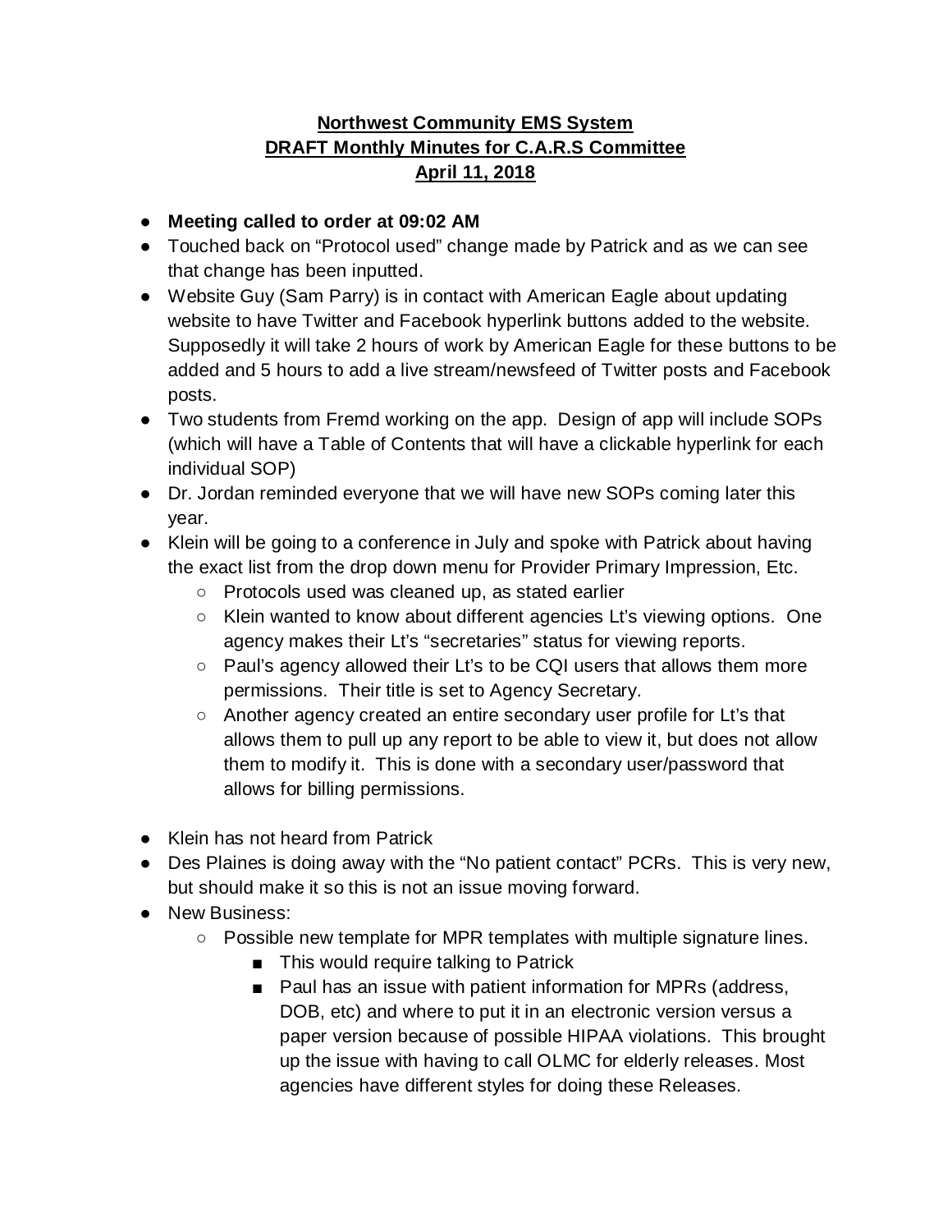**Northwest Community EMS System**
**DRAFT Monthly Minutes for C.A.R.S Committee**
**April 11, 2018**

- **Meeting called to order at 09:02 AM**
- Touched back on "Protocol used" change made by Patrick and as we can see that change has been inputted.
- Website Guy (Sam Parry) is in contact with American Eagle about updating website to have Twitter and Facebook hyperlink buttons added to the website. Supposedly it will take 2 hours of work by American Eagle for these buttons to be added and 5 hours to add a live stream/newsfeed of Twitter posts and Facebook posts.
- Two students from Fremd working on the app. Design of app will include SOPs (which will have a Table of Contents that will have a clickable hyperlink for each individual SOP)
- Dr. Jordan reminded everyone that we will have new SOPs coming later this year.
- Klein will be going to a conference in July and spoke with Patrick about having the exact list from the drop down menu for Provider Primary Impression, Etc.
    - Protocols used was cleaned up, as stated earlier
    - Klein wanted to know about different agencies Lt's viewing options. One agency makes their Lt's "secretaries" status for viewing reports.
    - Paul's agency allowed their Lt's to be CQI users that allows them more permissions. Their title is set to Agency Secretary.
    - Another agency created an entire secondary user profile for Lt's that allows them to pull up any report to be able to view it, but does not allow them to modify it. This is done with a secondary user/password that allows for billing permissions.

- Klein has not heard from Patrick
- Des Plaines is doing away with the "No patient contact" PCRs. This is very new, but should make it so this is not an issue moving forward.
- New Business:
    - Possible new template for MPR templates with multiple signature lines.
        - This would require talking to Patrick
        - Paul has an issue with patient information for MPRs (address, DOB, etc) and where to put it in an electronic version versus a paper version because of possible HIPAA violations. This brought up the issue with having to call OLMC for elderly releases. Most agencies have different styles for doing these Releases.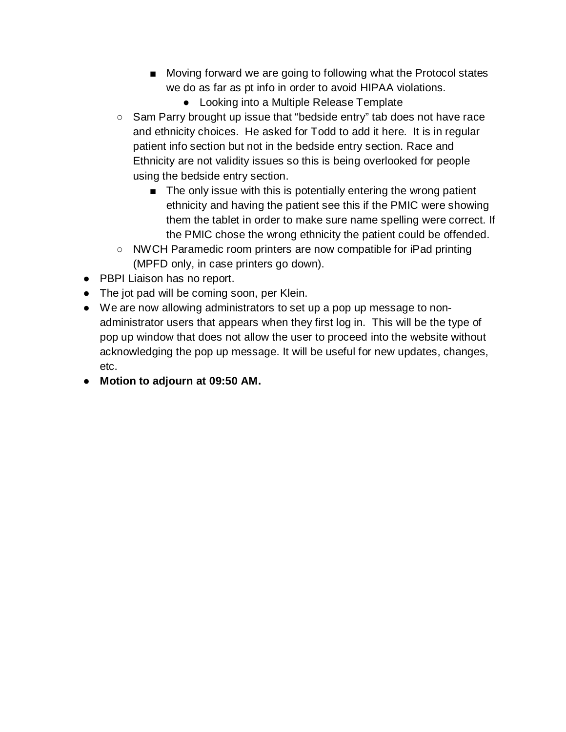- Moving forward we are going to following what the Protocol states we do as far as pt info in order to avoid HIPAA violations.
      - Looking into a Multiple Release Template
  - Sam Parry brought up issue that "bedside entry" tab does not have race and ethnicity choices. He asked for Todd to add it here. It is in regular patient info section but not in the bedside entry section. Race and Ethnicity are not validity issues so this is being overlooked for people using the bedside entry section.
    - The only issue with this is potentially entering the wrong patient ethnicity and having the patient see this if the PMIC were showing them the tablet in order to make sure name spelling were correct. If the PMIC chose the wrong ethnicity the patient could be offended.
  - NWCH Paramedic room printers are now compatible for iPad printing (MPFD only, in case printers go down).
- PBPI Liaison has no report.
- The jot pad will be coming soon, per Klein.
- We are now allowing administrators to set up a pop up message to non-administrator users that appears when they first log in. This will be the type of pop up window that does not allow the user to proceed into the website without acknowledging the pop up message. It will be useful for new updates, changes, etc.
- **Motion to adjourn at 09:50 AM.**